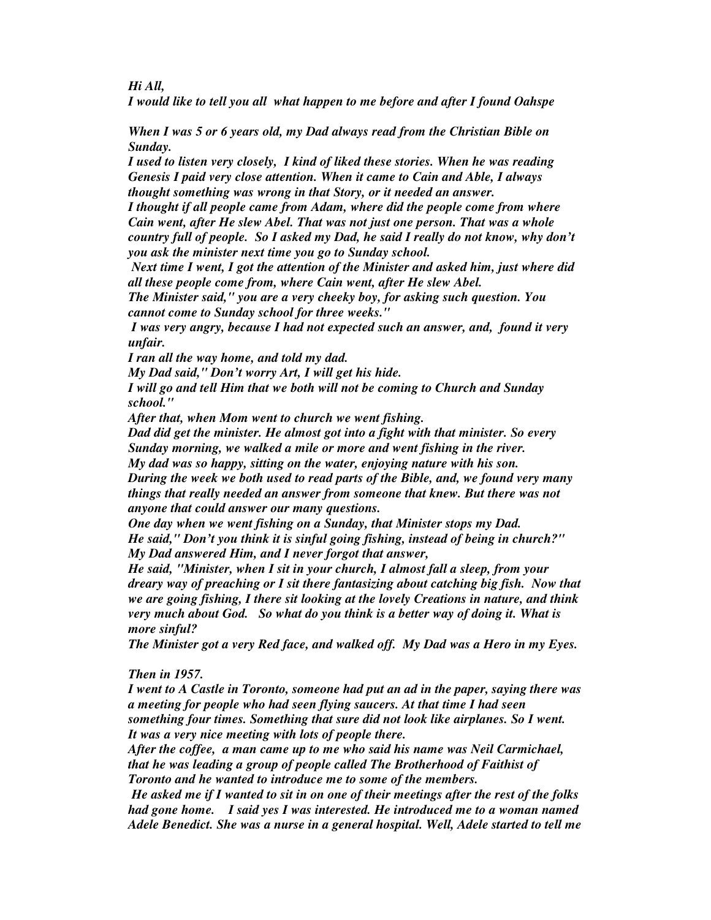*Hi All,*
*I would like to tell you all  what happen to me before and after I found Oahspe*

*When I was 5 or 6 years old, my Dad always read from the Christian Bible on Sunday.*
*I used to listen very closely,  I kind of liked these stories. When he was reading Genesis I paid very close attention. When it came to Cain and Able, I always thought something was wrong in that Story, or it needed an answer.*
*I thought if all people came from Adam, where did the people come from where Cain went, after He slew Abel. That was not just one person. That was a whole country full of people.  So I asked my Dad, he said I really do not know, why don't you ask the minister next time you go to Sunday school.*
*Next time I went, I got the attention of the Minister and asked him, just where did all these people come from, where Cain went, after He slew Abel.*
*The Minister said," you are a very cheeky boy, for asking such question. You cannot come to Sunday school for three weeks."*
*I was very angry, because I had not expected such an answer, and,  found it very unfair.*
*I ran all the way home, and told my dad.*
*My Dad said," Don't worry Art, I will get his hide.*
*I will go and tell Him that we both will not be coming to Church and Sunday school."*
*After that, when Mom went to church we went fishing.*
*Dad did get the minister. He almost got into a fight with that minister. So every Sunday morning, we walked a mile or more and went fishing in the river.*
*My dad was so happy, sitting on the water, enjoying nature with his son.*
*During the week we both used to read parts of the Bible, and, we found very many things that really needed an answer from someone that knew. But there was not anyone that could answer our many questions.*
*One day when we went fishing on a Sunday, that Minister stops my Dad.*
*He said," Don't you think it is sinful going fishing, instead of being in church?"*
*My Dad answered Him, and I never forgot that answer,*
*He said, "Minister, when I sit in your church, I almost fall a sleep, from your dreary way of preaching or I sit there fantasizing about catching big fish.  Now that we are going fishing, I there sit looking at the lovely Creations in nature, and think very much about God.   So what do you think is a better way of doing it. What is more sinful?*
*The Minister got a very Red face, and walked off.  My Dad was a Hero in my Eyes.*

*Then in 1957.*
*I went to A Castle in Toronto, someone had put an ad in the paper, saying there was a meeting for people who had seen flying saucers. At that time I had seen something four times. Something that sure did not look like airplanes. So I went. It was a very nice meeting with lots of people there.*
*After the coffee,  a man came up to me who said his name was Neil Carmichael, that he was leading a group of people called The Brotherhood of Faithist of Toronto and he wanted to introduce me to some of the members.*
*He asked me if I wanted to sit in on one of their meetings after the rest of the folks had gone home.   I said yes I was interested. He introduced me to a woman named Adele Benedict. She was a nurse in a general hospital. Well, Adele started to tell me*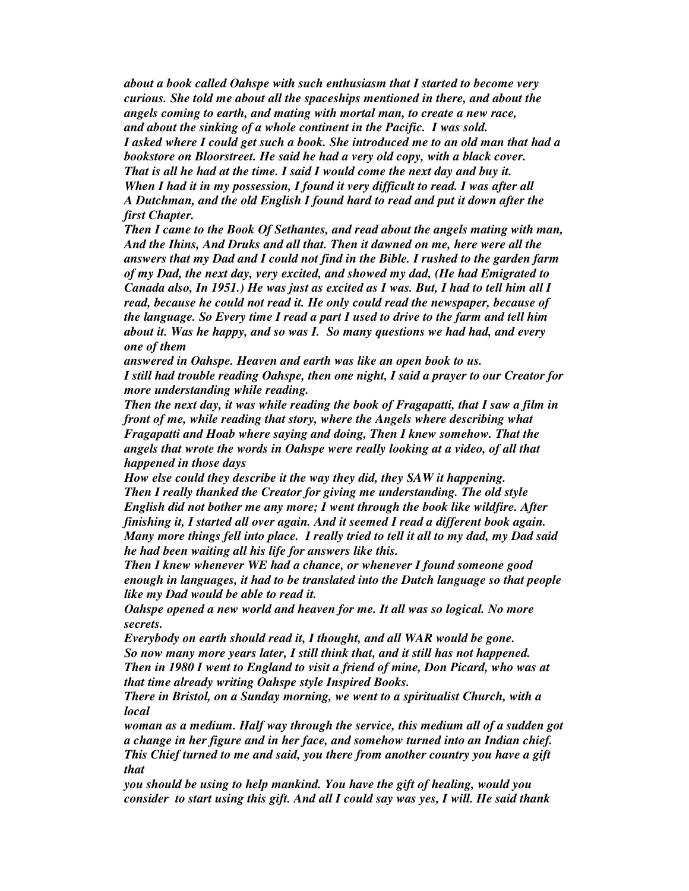*about a book called Oahspe with such enthusiasm that I started to become very curious. She told me about all the spaceships mentioned in there, and about the angels coming to earth, and mating with mortal man, to create a new race, and about the sinking of a whole continent in the Pacific. I was sold.*
*I asked where I could get such a book. She introduced me to an old man that had a bookstore on Bloorstreet. He said he had a very old copy, with a black cover. That is all he had at the time. I said I would come the next day and buy it. When I had it in my possession, I found it very difficult to read. I was after all A Dutchman, and the old English I found hard to read and put it down after the first Chapter.*
*Then I came to the Book Of Sethantes, and read about the angels mating with man, And the Ihins, And Druks and all that. Then it dawned on me, here were all the answers that my Dad and I could not find in the Bible. I rushed to the garden farm of my Dad, the next day, very excited, and showed my dad, (He had Emigrated to Canada also, In 1951.) He was just as excited as I was. But, I had to tell him all I read, because he could not read it. He only could read the newspaper, because of the language. So Every time I read a part I used to drive to the farm and tell him about it. Was he happy, and so was I. So many questions we had had, and every one of them answered in Oahspe. Heaven and earth was like an open book to us.*
*I still had trouble reading Oahspe, then one night, I said a prayer to our Creator for more understanding while reading.*
*Then the next day, it was while reading the book of Fragapatti, that I saw a film in front of me, while reading that story, where the Angels where describing what Fragapatti and Hoab where saying and doing, Then I knew somehow. That the angels that wrote the words in Oahspe were really looking at a video, of all that happened in those days*
*How else could they describe it the way they did, they SAW it happening.*
*Then I really thanked the Creator for giving me understanding. The old style English did not bother me any more; I went through the book like wildfire. After finishing it, I started all over again. And it seemed I read a different book again. Many more things fell into place. I really tried to tell it all to my dad, my Dad said he had been waiting all his life for answers like this.*
*Then I knew whenever WE had a chance, or whenever I found someone good enough in languages, it had to be translated into the Dutch language so that people like my Dad would be able to read it.*
*Oahspe opened a new world and heaven for me. It all was so logical. No more secrets.*
*Everybody on earth should read it, I thought, and all WAR would be gone.*
*So now many more years later, I still think that, and it still has not happened.*
*Then in 1980 I went to England to visit a friend of mine, Don Picard, who was at that time already writing Oahspe style Inspired Books.*
*There in Bristol, on a Sunday morning, we went to a spiritualist Church, with a local woman as a medium. Half way through the service, this medium all of a sudden got a change in her figure and in her face, and somehow turned into an Indian chief. This Chief turned to me and said, you there from another country you have a gift that you should be using to help mankind. You have the gift of healing, would you consider to start using this gift. And all I could say was yes, I will. He said thank*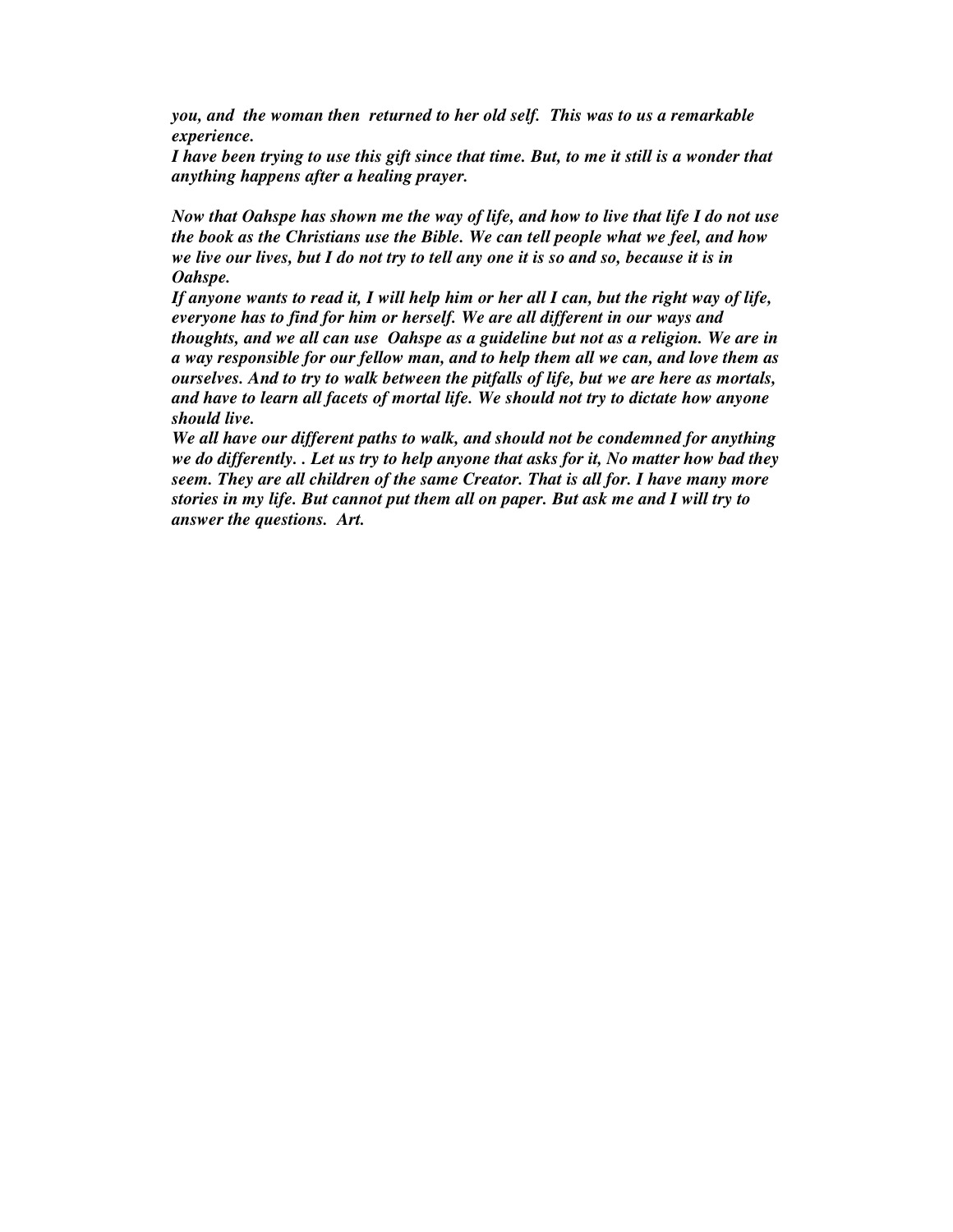*you, and the woman then returned to her old self. This was to us a remarkable experience.*
*I have been trying to use this gift since that time. But, to me it still is a wonder that anything happens after a healing prayer.*

*Now that Oahspe has shown me the way of life, and how to live that life I do not use the book as the Christians use the Bible. We can tell people what we feel, and how we live our lives, but I do not try to tell any one it is so and so, because it is in Oahspe.*
*If anyone wants to read it, I will help him or her all I can, but the right way of life, everyone has to find for him or herself. We are all different in our ways and thoughts, and we all can use Oahspe as a guideline but not as a religion. We are in a way responsible for our fellow man, and to help them all we can, and love them as ourselves. And to try to walk between the pitfalls of life, but we are here as mortals, and have to learn all facets of mortal life. We should not try to dictate how anyone should live.*
*We all have our different paths to walk, and should not be condemned for anything we do differently. . Let us try to help anyone that asks for it, No matter how bad they seem. They are all children of the same Creator. That is all for. I have many more stories in my life. But cannot put them all on paper. But ask me and I will try to answer the questions. Art.*